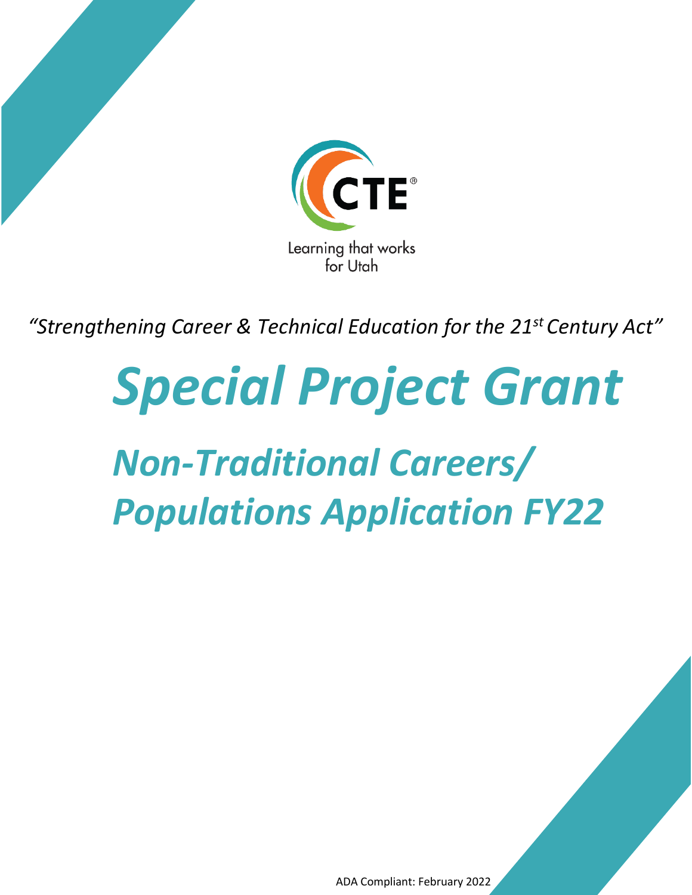CTE®

Learning that works for Utah

*"Strengthening Career & Technical Education for the 21st Century Act"*

# *Special Project Grant*

## *Non-Traditional Careers/ Populations Application FY22*

ADA Compliant: February 2022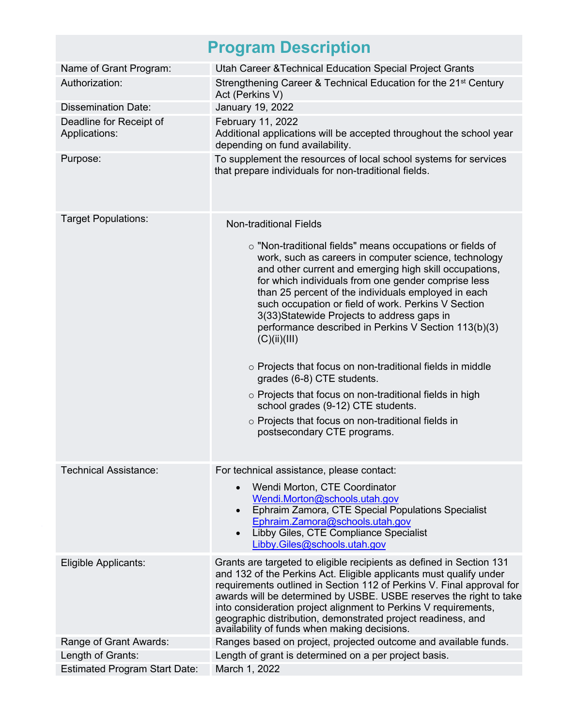# Program Description

| | |
|---|---|
| Name of Grant Program: | Utah Career &Technical Education Special Project Grants |
| Authorization: | Strengthening Career & Technical Education for the 21st Century Act (Perkins V) |
| Dissemination Date: | January 19, 2022 |
| Deadline for Receipt of Applications: | February 11, 2022<br>Additional applications will be accepted throughout the school year depending on fund availability. |
| Purpose: | To supplement the resources of local school systems for services that prepare individuals for non-traditional fields. |
| Target Populations: | Non-traditional Fields<br>○ "Non-traditional fields" means occupations or fields of work, such as careers in computer science, technology and other current and emerging high skill occupations, for which individuals from one gender comprise less than 25 percent of the individuals employed in each such occupation or field of work. Perkins V Section 3(33)Statewide Projects to address gaps in performance described in Perkins V Section 113(b)(3)(C)(ii)(III)<br>○ Projects that focus on non-traditional fields in middle grades (6-8) CTE students.<br>○ Projects that focus on non-traditional fields in high school grades (9-12) CTE students.<br>○ Projects that focus on non-traditional fields in postsecondary CTE programs. |
| Technical Assistance: | For technical assistance, please contact:<br>• Wendi Morton, CTE Coordinator Wendi.Morton@schools.utah.gov<br>• Ephraim Zamora, CTE Special Populations Specialist Ephraim.Zamora@schools.utah.gov<br>• Libby Giles, CTE Compliance Specialist Libby.Giles@schools.utah.gov |
| Eligible Applicants: | Grants are targeted to eligible recipients as defined in Section 131 and 132 of the Perkins Act. Eligible applicants must qualify under requirements outlined in Section 112 of Perkins V. Final approval for awards will be determined by USBE. USBE reserves the right to take into consideration project alignment to Perkins V requirements, geographic distribution, demonstrated project readiness, and availability of funds when making decisions. |
| Range of Grant Awards: | Ranges based on project, projected outcome and available funds. |
| Length of Grants: | Length of grant is determined on a per project basis. |
| Estimated Program Start Date: | March 1, 2022 |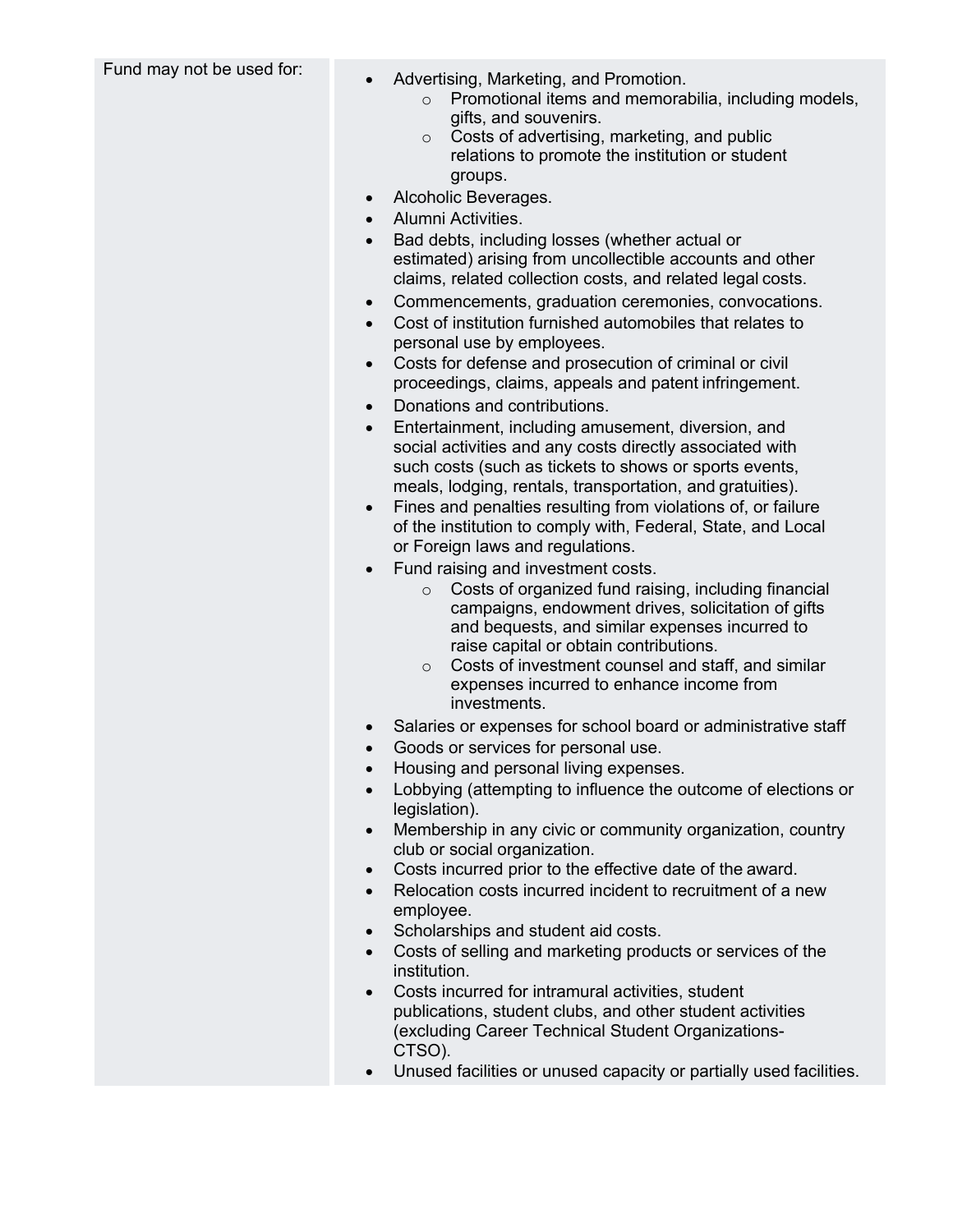| Fund may not be used for: | <ul><li>Advertising, Marketing, and Promotion.<ul><li>Promotional items and memorabilia, including models, gifts, and souvenirs.</li><li>Costs of advertising, marketing, and public relations to promote the institution or student groups.</li></ul></li><li>Alcoholic Beverages.</li><li>Alumni Activities.</li><li>Bad debts, including losses (whether actual or estimated) arising from uncollectible accounts and other claims, related collection costs, and related legal costs.</li><li>Commencements, graduation ceremonies, convocations.</li><li>Cost of institution furnished automobiles that relates to personal use by employees.</li><li>Costs for defense and prosecution of criminal or civil proceedings, claims, appeals and patent infringement.</li><li>Donations and contributions.</li><li>Entertainment, including amusement, diversion, and social activities and any costs directly associated with such costs (such as tickets to shows or sports events, meals, lodging, rentals, transportation, and gratuities).</li><li>Fines and penalties resulting from violations of, or failure of the institution to comply with, Federal, State, and Local or Foreign laws and regulations.</li><li>Fund raising and investment costs.<ul><li>Costs of organized fund raising, including financial campaigns, endowment drives, solicitation of gifts and bequests, and similar expenses incurred to raise capital or obtain contributions.</li><li>Costs of investment counsel and staff, and similar expenses incurred to enhance income from investments.</li></ul></li><li>Salaries or expenses for school board or administrative staff</li><li>Goods or services for personal use.</li><li>Housing and personal living expenses.</li><li>Lobbying (attempting to influence the outcome of elections or legislation).</li><li>Membership in any civic or community organization, country club or social organization.</li><li>Costs incurred prior to the effective date of the award.</li><li>Relocation costs incurred incident to recruitment of a new employee.</li><li>Scholarships and student aid costs.</li><li>Costs of selling and marketing products or services of the institution.</li><li>Costs incurred for intramural activities, student publications, student clubs, and other student activities (excluding Career Technical Student Organizations-CTSO).</li><li>Unused facilities or unused capacity or partially used facilities.</li></ul> |
|---|---|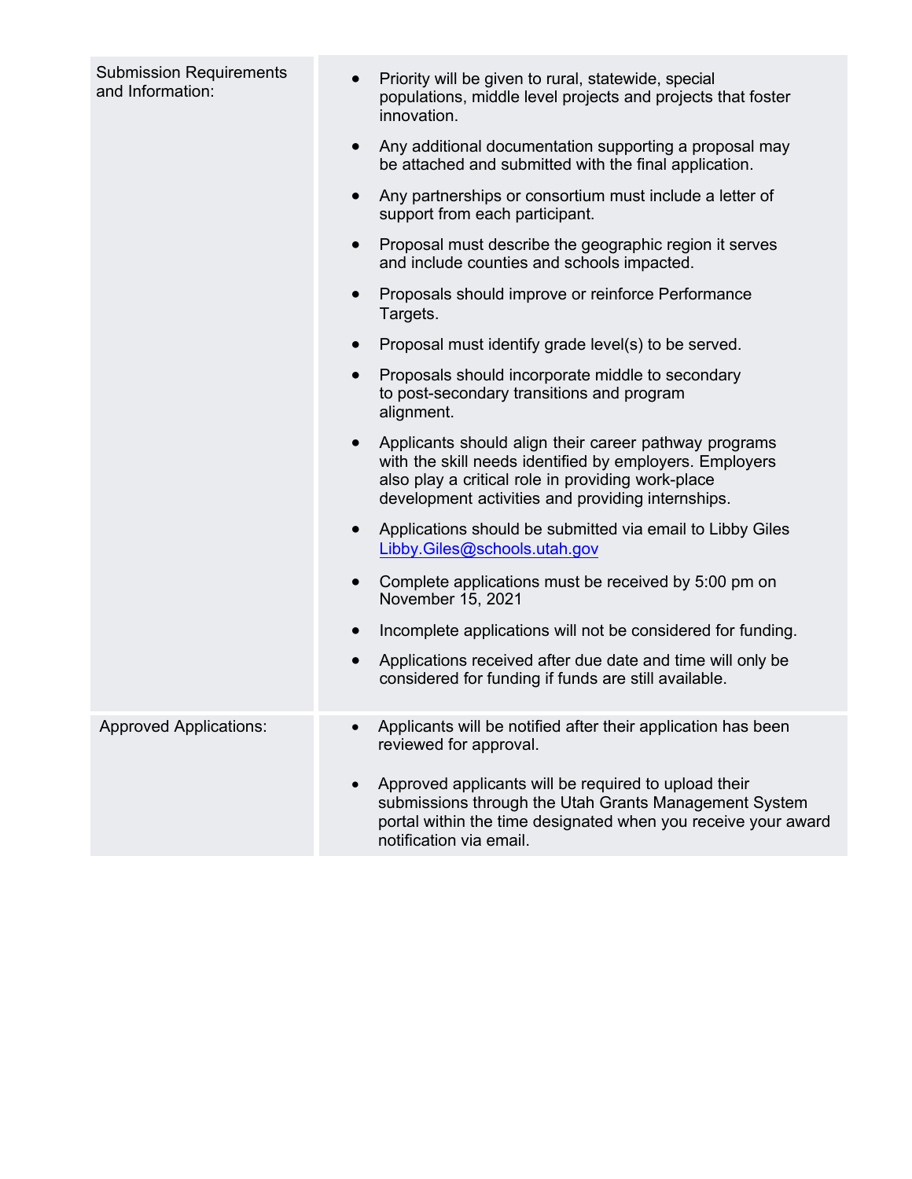| | |
|---|---|
| Submission Requirements and Information: | • Priority will be given to rural, statewide, special populations, middle level projects and projects that foster innovation.<br><br>• Any additional documentation supporting a proposal may be attached and submitted with the final application.<br><br>• Any partnerships or consortium must include a letter of support from each participant.<br><br>• Proposal must describe the geographic region it serves and include counties and schools impacted.<br><br>• Proposals should improve or reinforce Performance Targets.<br><br>• Proposal must identify grade level(s) to be served.<br><br>• Proposals should incorporate middle to secondary to post-secondary transitions and program alignment.<br><br>• Applicants should align their career pathway programs with the skill needs identified by employers. Employers also play a critical role in providing work-place development activities and providing internships.<br><br>• Applications should be submitted via email to Libby Giles Libby.Giles@schools.utah.gov<br><br>• Complete applications must be received by 5:00 pm on November 15, 2021<br><br>• Incomplete applications will not be considered for funding.<br><br>• Applications received after due date and time will only be considered for funding if funds are still available. |
| Approved Applications: | • Applicants will be notified after their application has been reviewed for approval.<br><br>• Approved applicants will be required to upload their submissions through the Utah Grants Management System portal within the time designated when you receive your award notification via email. |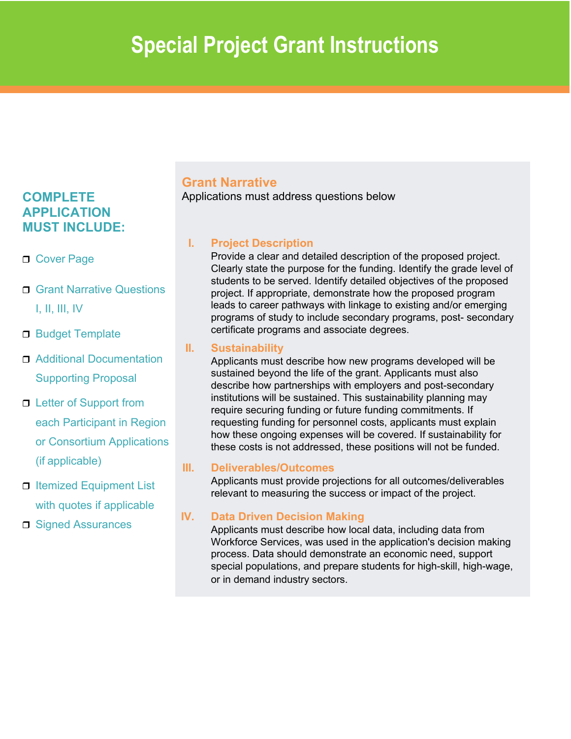# Special Project Grant Instructions

## COMPLETE APPLICATION MUST INCLUDE:

- Cover Page
- Grant Narrative Questions I, II, III, IV
- Budget Template
- Additional Documentation Supporting Proposal
- Letter of Support from each Participant in Region or Consortium Applications (if applicable)
- Itemized Equipment List with quotes if applicable
- Signed Assurances

## Grant Narrative

Applications must address questions below

### I. Project Description

Provide a clear and detailed description of the proposed project. Clearly state the purpose for the funding. Identify the grade level of students to be served. Identify detailed objectives of the proposed project. If appropriate, demonstrate how the proposed program leads to career pathways with linkage to existing and/or emerging programs of study to include secondary programs, post- secondary certificate programs and associate degrees.

### II. Sustainability

Applicants must describe how new programs developed will be sustained beyond the life of the grant. Applicants must also describe how partnerships with employers and post-secondary institutions will be sustained. This sustainability planning may require securing funding or future funding commitments. If requesting funding for personnel costs, applicants must explain how these ongoing expenses will be covered. If sustainability for these costs is not addressed, these positions will not be funded.

### III. Deliverables/Outcomes

Applicants must provide projections for all outcomes/deliverables relevant to measuring the success or impact of the project.

### IV. Data Driven Decision Making

Applicants must describe how local data, including data from Workforce Services, was used in the application's decision making process. Data should demonstrate an economic need, support special populations, and prepare students for high-skill, high-wage, or in demand industry sectors.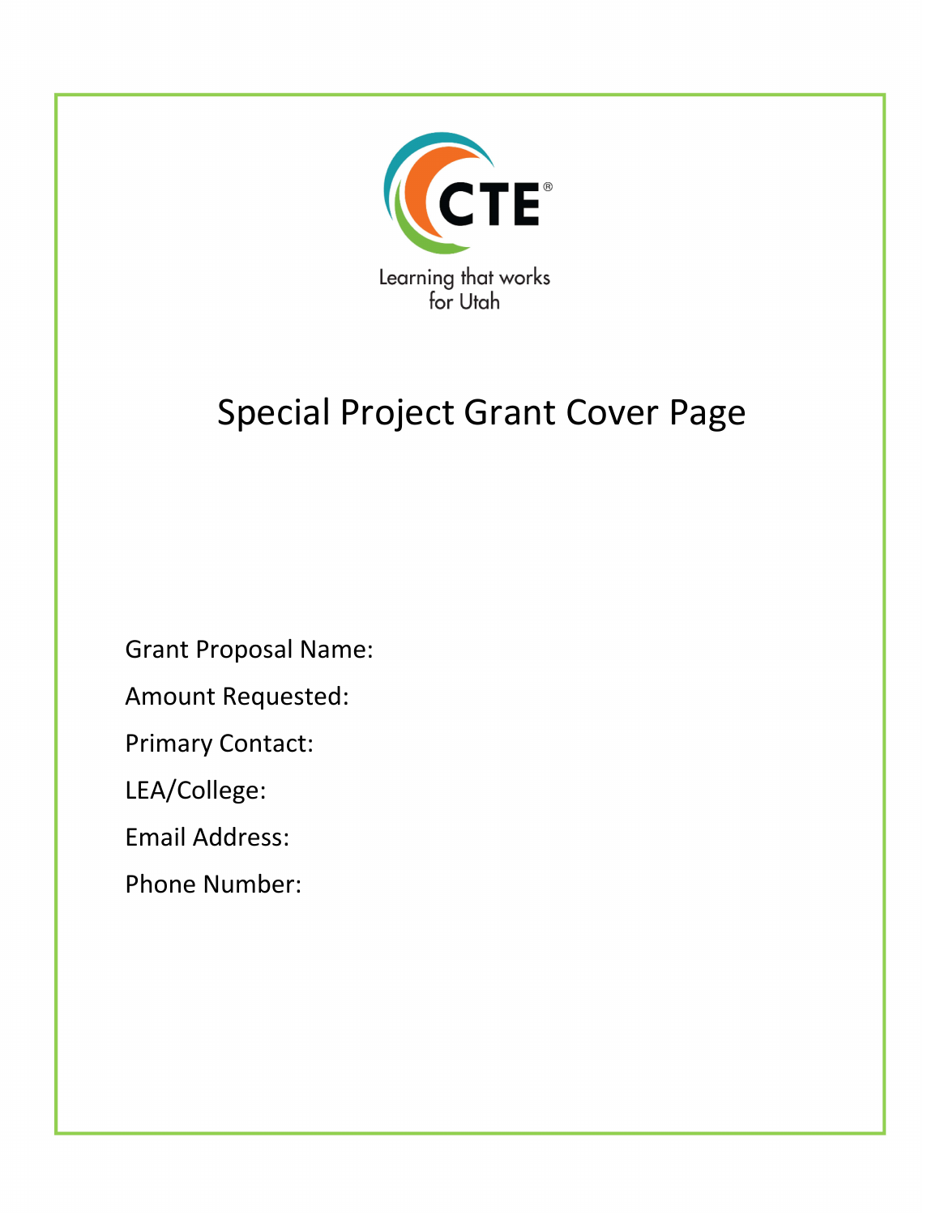CTE®

Learning that works for Utah

# Special Project Grant Cover Page

Grant Proposal Name:

Amount Requested:

Primary Contact:

LEA/College:

Email Address:

Phone Number: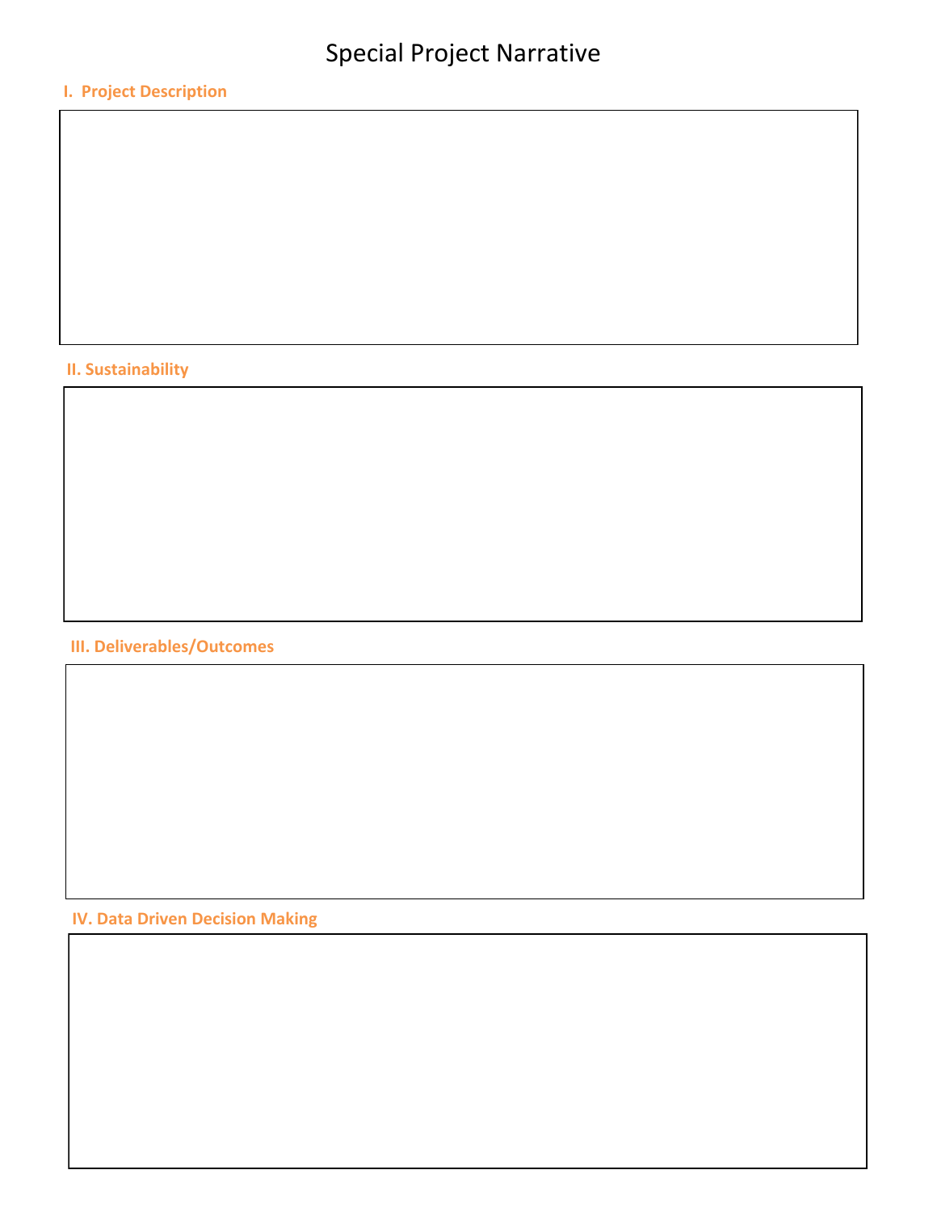# Special Project Narrative

## I. Project Description

## II. Sustainability

## III. Deliverables/Outcomes

## IV. Data Driven Decision Making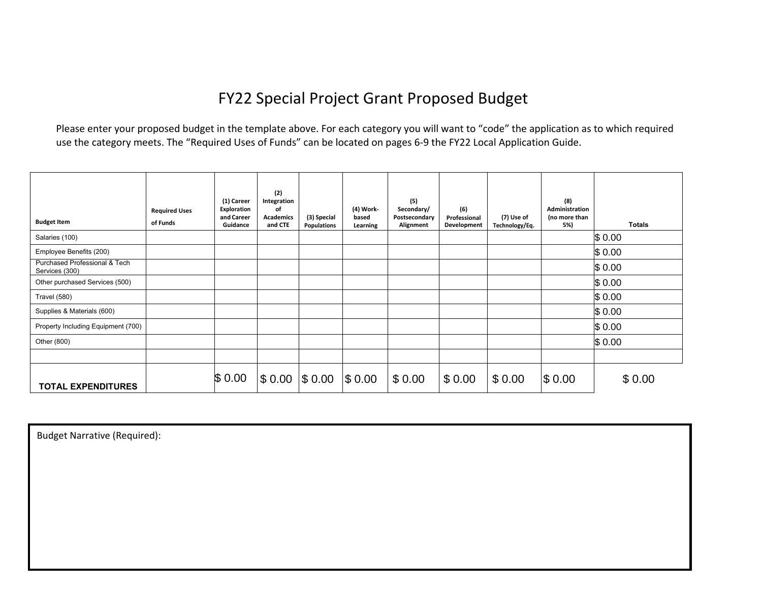# FY22 Special Project Grant Proposed Budget

Please enter your proposed budget in the template above. For each category you will want to "code" the application as to which required use the category meets. The "Required Uses of Funds" can be located on pages 6-9 the FY22 Local Application Guide.

| Budget Item | Required Uses of Funds | (1) Career Exploration and Career Guidance | (2) Integration of Academics and CTE | (3) Special Populations | (4) Work-based Learning | (5) Secondary/ Postsecondary Alignment | (6) Professional Development | (7) Use of Technology/Eq. | (8) Administration (no more than 5%) | Totals |
|---|---|---|---|---|---|---|---|---|---|---|
| Salaries (100) | | | | | | | | | | $ 0.00 |
| Employee Benefits (200) | | | | | | | | | | $ 0.00 |
| Purchased Professional & Tech Services (300) | | | | | | | | | | $ 0.00 |
| Other purchased Services (500) | | | | | | | | | | $ 0.00 |
| Travel (580) | | | | | | | | | | $ 0.00 |
| Supplies & Materials (600) | | | | | | | | | | $ 0.00 |
| Property Including Equipment (700) | | | | | | | | | | $ 0.00 |
| Other (800) | | | | | | | | | | $ 0.00 |
| | | | | | | | | | | |
| **TOTAL EXPENDITURES** | | $ 0.00 | $ 0.00 | $ 0.00 | $ 0.00 | $ 0.00 | $ 0.00 | $ 0.00 | $ 0.00 | $ 0.00 |

Budget Narrative (Required):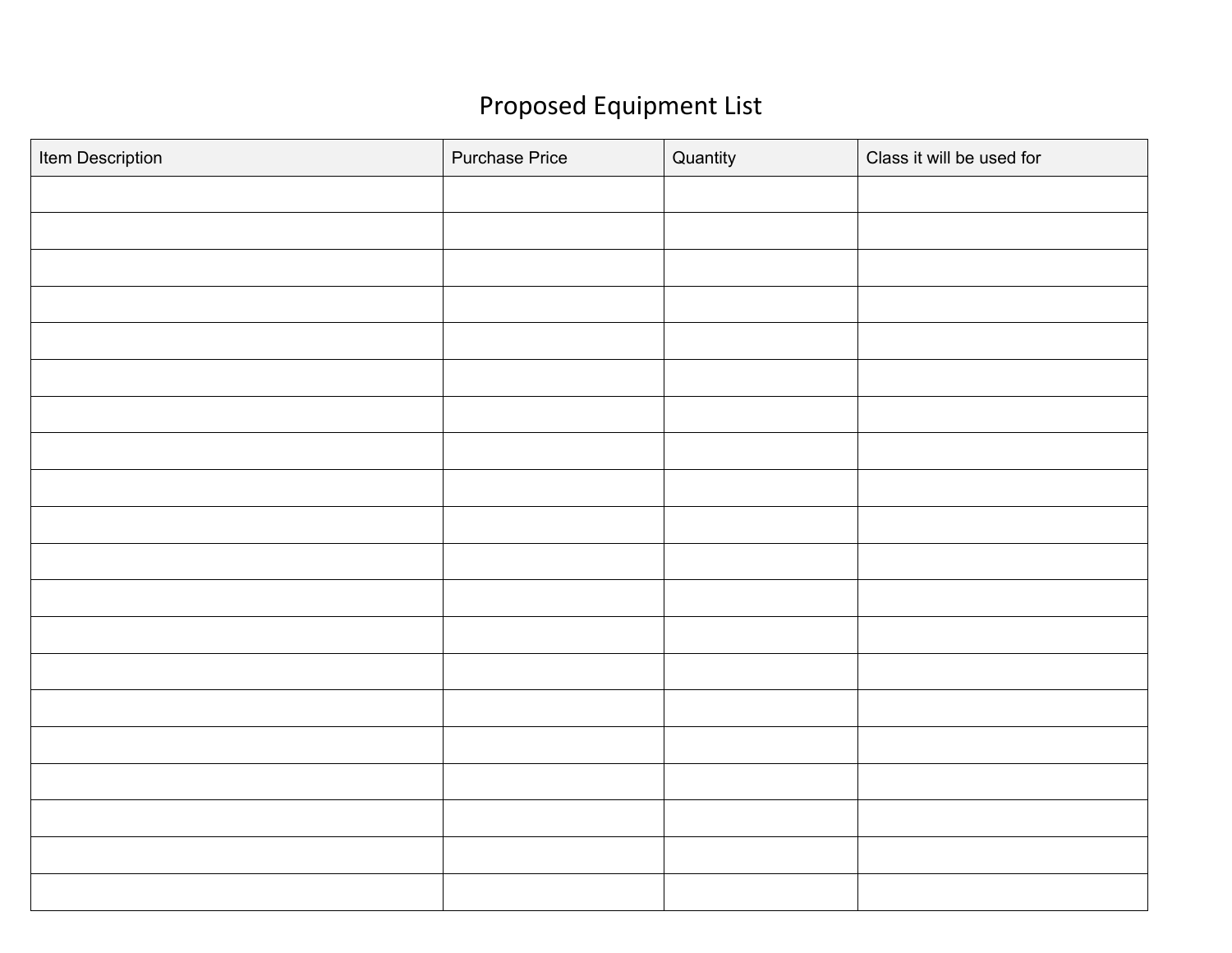# Proposed Equipment List

| Item Description | Purchase Price | Quantity | Class it will be used for |
|---|---|---|---|
| | | | |
| | | | |
| | | | |
| | | | |
| | | | |
| | | | |
| | | | |
| | | | |
| | | | |
| | | | |
| | | | |
| | | | |
| | | | |
| | | | |
| | | | |
| | | | |
| | | | |
| | | | |
| | | | |
| | | | |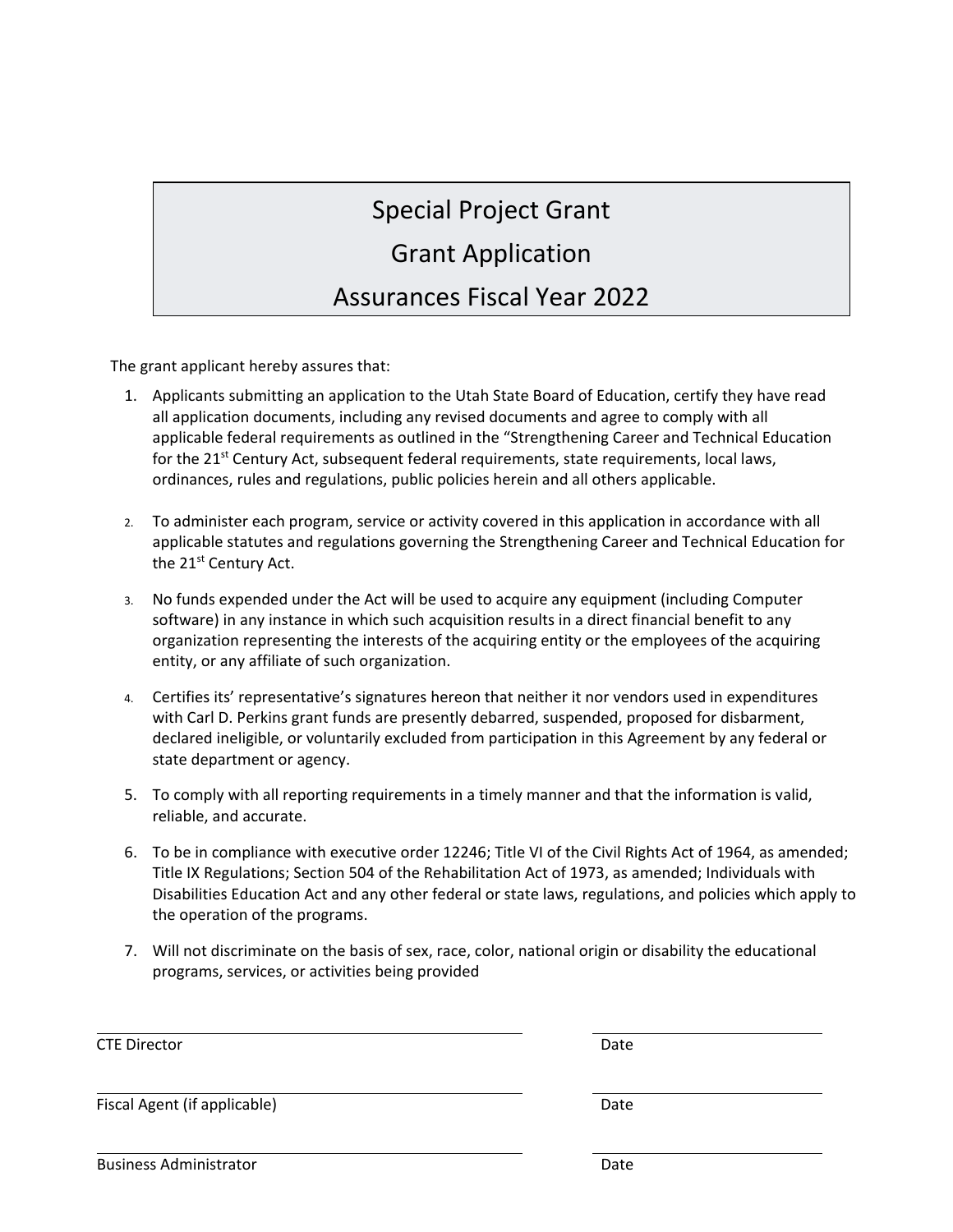# Special Project Grant

# Grant Application

# Assurances Fiscal Year 2022

The grant applicant hereby assures that:

1. Applicants submitting an application to the Utah State Board of Education, certify they have read all application documents, including any revised documents and agree to comply with all applicable federal requirements as outlined in the "Strengthening Career and Technical Education for the 21st Century Act, subsequent federal requirements, state requirements, local laws, ordinances, rules and regulations, public policies herein and all others applicable.
2. To administer each program, service or activity covered in this application in accordance with all applicable statutes and regulations governing the Strengthening Career and Technical Education for the 21st Century Act.
3. No funds expended under the Act will be used to acquire any equipment (including Computer software) in any instance in which such acquisition results in a direct financial benefit to any organization representing the interests of the acquiring entity or the employees of the acquiring entity, or any affiliate of such organization.
4. Certifies its' representative's signatures hereon that neither it nor vendors used in expenditures with Carl D. Perkins grant funds are presently debarred, suspended, proposed for disbarment, declared ineligible, or voluntarily excluded from participation in this Agreement by any federal or state department or agency.
5. To comply with all reporting requirements in a timely manner and that the information is valid, reliable, and accurate.
6. To be in compliance with executive order 12246; Title VI of the Civil Rights Act of 1964, as amended; Title IX Regulations; Section 504 of the Rehabilitation Act of 1973, as amended; Individuals with Disabilities Education Act and any other federal or state laws, regulations, and policies which apply to the operation of the programs.
7. Will not discriminate on the basis of sex, race, color, national origin or disability the educational programs, services, or activities being provided

______________________________ ______________

CTE Director Date

______________________________ ______________

Fiscal Agent (if applicable) Date

______________________________ ______________

Business Administrator Date